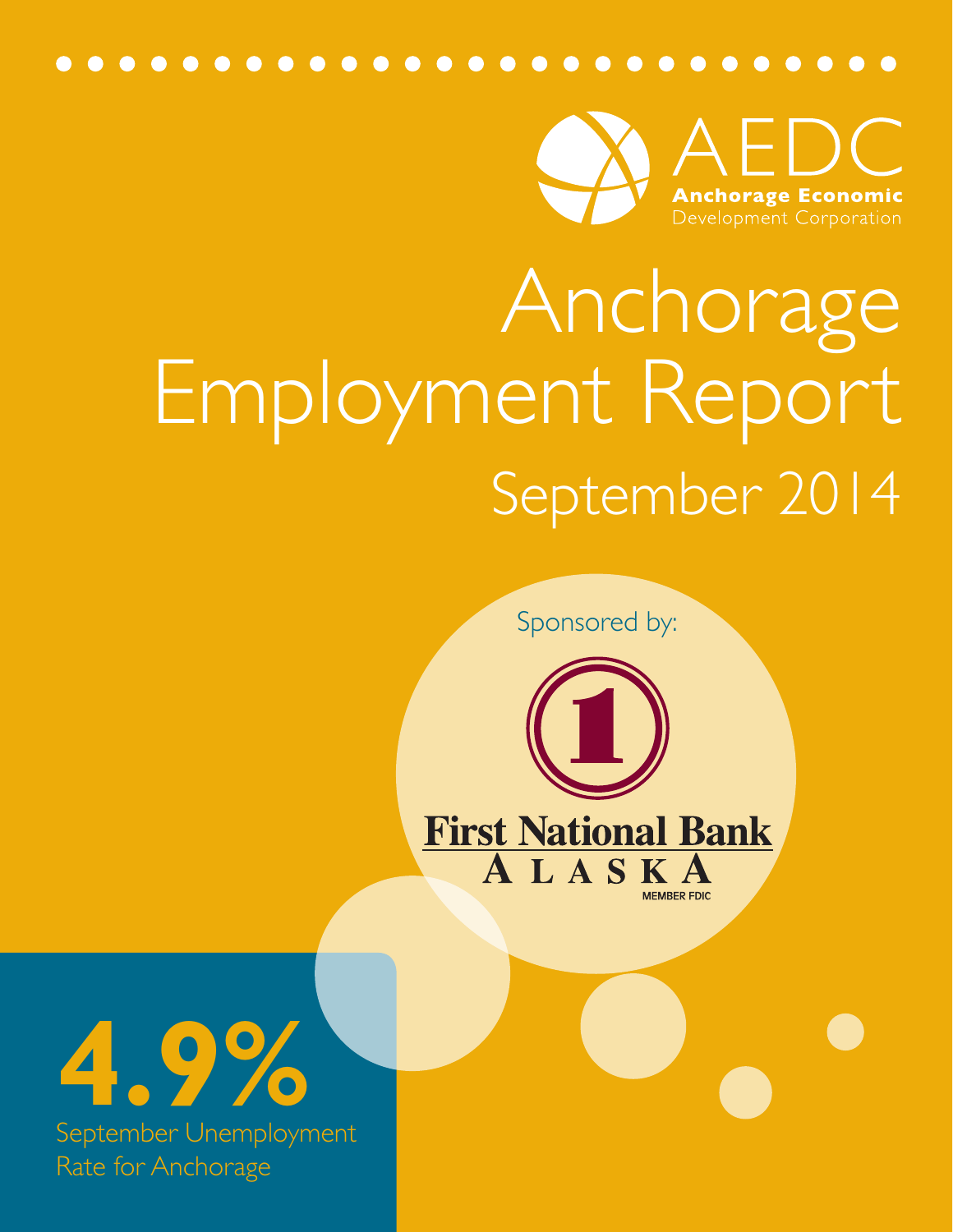AEDC

**Anchorage Economic** Development Corporation

# Anchorage Employment Report

## September 2014

Sponsored by:

First National Bank Alaska

MEMBER FDIC

**4.9%**

September Unemployment Rate for Anchorage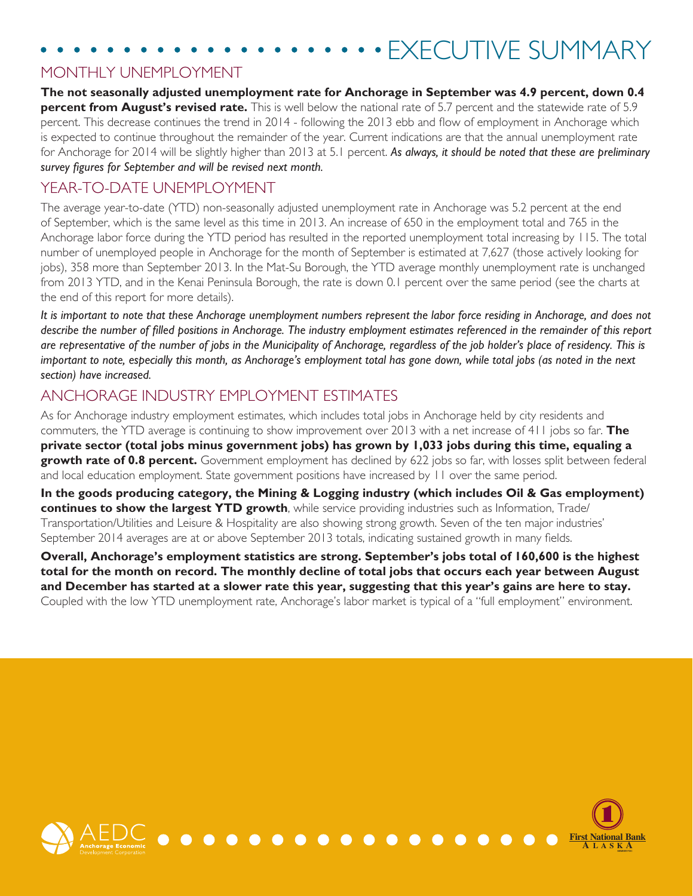# EXECUTIVE SUMMARY

## MONTHLY UNEMPLOYMENT

**The not seasonally adjusted unemployment rate for Anchorage in September was 4.9 percent, down 0.4 percent from August's revised rate.** This is well below the national rate of 5.7 percent and the statewide rate of 5.9 percent. This decrease continues the trend in 2014 - following the 2013 ebb and flow of employment in Anchorage which is expected to continue throughout the remainder of the year. Current indications are that the annual unemployment rate for Anchorage for 2014 will be slightly higher than 2013 at 5.1 percent. ***As always, it should be noted that these are preliminary survey figures for September and will be revised next month.***

## YEAR-TO-DATE UNEMPLOYMENT

The average year-to-date (YTD) non-seasonally adjusted unemployment rate in Anchorage was 5.2 percent at the end of September, which is the same level as this time in 2013. An increase of 650 in the employment total and 765 in the Anchorage labor force during the YTD period has resulted in the reported unemployment total increasing by 115. The total number of unemployed people in Anchorage for the month of September is estimated at 7,627 (those actively looking for jobs), 358 more than September 2013. In the Mat-Su Borough, the YTD average monthly unemployment rate is unchanged from 2013 YTD, and in the Kenai Peninsula Borough, the rate is down 0.1 percent over the same period (see the charts at the end of this report for more details).

***It is important to note that these Anchorage unemployment numbers represent the labor force residing in Anchorage, and does not describe the number of filled positions in Anchorage. The industry employment estimates referenced in the remainder of this report are representative of the number of jobs in the Municipality of Anchorage, regardless of the job holder's place of residency. This is important to note, especially this month, as Anchorage's employment total has gone down, while total jobs (as noted in the next section) have increased.***

## ANCHORAGE INDUSTRY EMPLOYMENT ESTIMATES

As for Anchorage industry employment estimates, which includes total jobs in Anchorage held by city residents and commuters, the YTD average is continuing to show improvement over 2013 with a net increase of 411 jobs so far. **The private sector (total jobs minus government jobs) has grown by 1,033 jobs during this time, equaling a growth rate of 0.8 percent.** Government employment has declined by 622 jobs so far, with losses split between federal and local education employment. State government positions have increased by 11 over the same period.

**In the goods producing category, the Mining & Logging industry (which includes Oil & Gas employment) continues to show the largest YTD growth**, while service providing industries such as Information, Trade/Transportation/Utilities and Leisure & Hospitality are also showing strong growth. Seven of the ten major industries' September 2014 averages are at or above September 2013 totals, indicating sustained growth in many fields.

**Overall, Anchorage's employment statistics are strong. September's jobs total of 160,600 is the highest total for the month on record. The monthly decline of total jobs that occurs each year between August and December has started at a slower rate this year, suggesting that this year's gains are here to stay.** Coupled with the low YTD unemployment rate, Anchorage's labor market is typical of a "full employment" environment.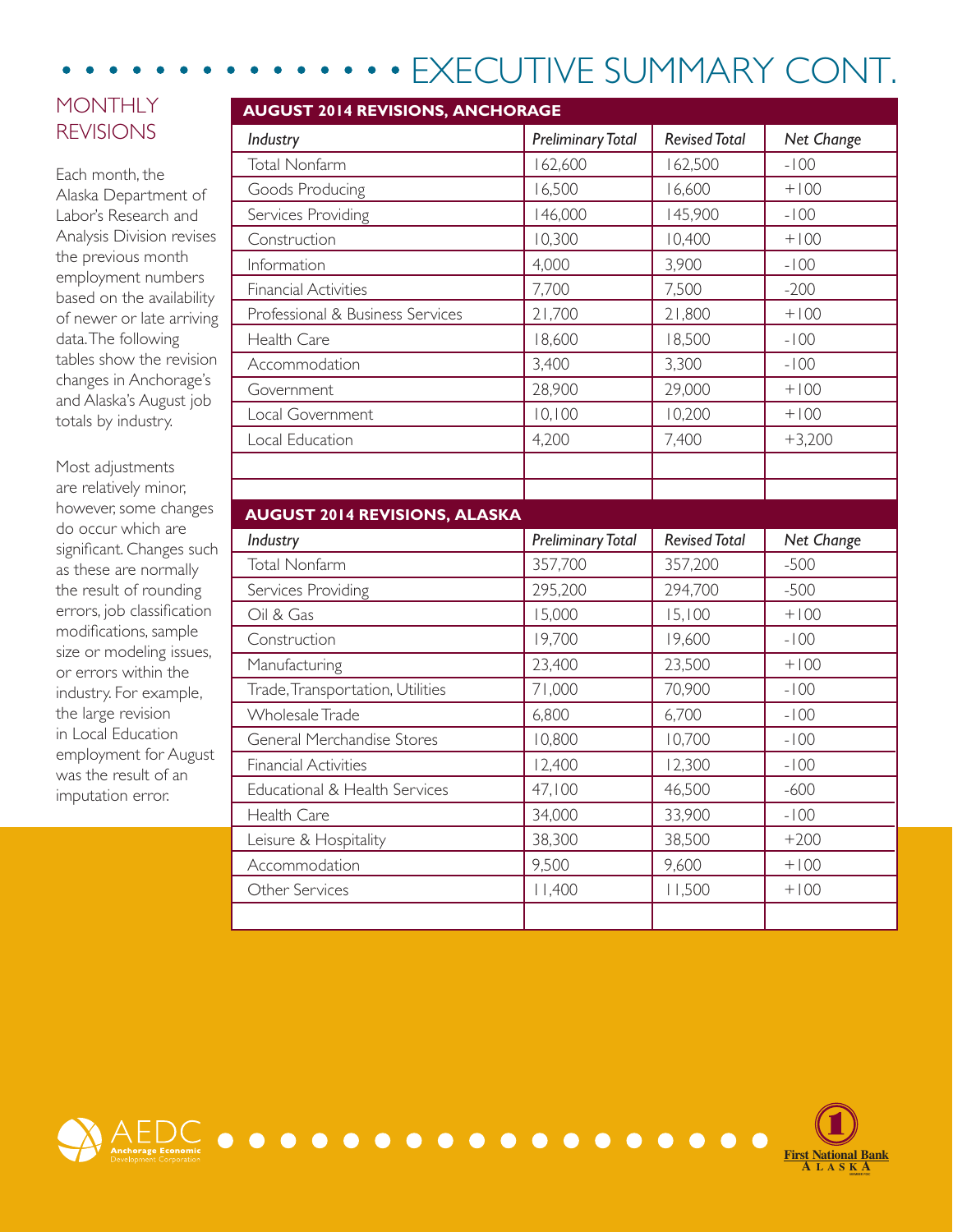# EXECUTIVE SUMMARY CONT.

## MONTHLY REVISIONS

Each month, the Alaska Department of Labor's Research and Analysis Division revises the previous month employment numbers based on the availability of newer or late arriving data. The following tables show the revision changes in Anchorage's and Alaska's August job totals by industry.

Most adjustments are relatively minor, however, some changes do occur which are significant. Changes such as these are normally the result of rounding errors, job classification modifications, sample size or modeling issues, or errors within the industry. For example, the large revision in Local Education employment for August was the result of an imputation error.

**AUGUST 2014 REVISIONS, ANCHORAGE**

| *Industry* | *Preliminary Total* | *Revised Total* | *Net Change* |
|---|---|---|---|
| Total Nonfarm | 162,600 | 162,500 | -100 |
| Goods Producing | 16,500 | 16,600 | +100 |
| Services Providing | 146,000 | 145,900 | -100 |
| Construction | 10,300 | 10,400 | +100 |
| Information | 4,000 | 3,900 | -100 |
| Financial Activities | 7,700 | 7,500 | -200 |
| Professional & Business Services | 21,700 | 21,800 | +100 |
| Health Care | 18,600 | 18,500 | -100 |
| Accommodation | 3,400 | 3,300 | -100 |
| Government | 28,900 | 29,000 | +100 |
| Local Government | 10,100 | 10,200 | +100 |
| Local Education | 4,200 | 7,400 | +3,200 |

**AUGUST 2014 REVISIONS, ALASKA**

| *Industry* | *Preliminary Total* | *Revised Total* | *Net Change* |
|---|---|---|---|
| Total Nonfarm | 357,700 | 357,200 | -500 |
| Services Providing | 295,200 | 294,700 | -500 |
| Oil & Gas | 15,000 | 15,100 | +100 |
| Construction | 19,700 | 19,600 | -100 |
| Manufacturing | 23,400 | 23,500 | +100 |
| Trade, Transportation, Utilities | 71,000 | 70,900 | -100 |
| Wholesale Trade | 6,800 | 6,700 | -100 |
| General Merchandise Stores | 10,800 | 10,700 | -100 |
| Financial Activities | 12,400 | 12,300 | -100 |
| Educational & Health Services | 47,100 | 46,500 | -600 |
| Health Care | 34,000 | 33,900 | -100 |
| Leisure & Hospitality | 38,300 | 38,500 | +200 |
| Accommodation | 9,500 | 9,600 | +100 |
| Other Services | 11,400 | 11,500 | +100 |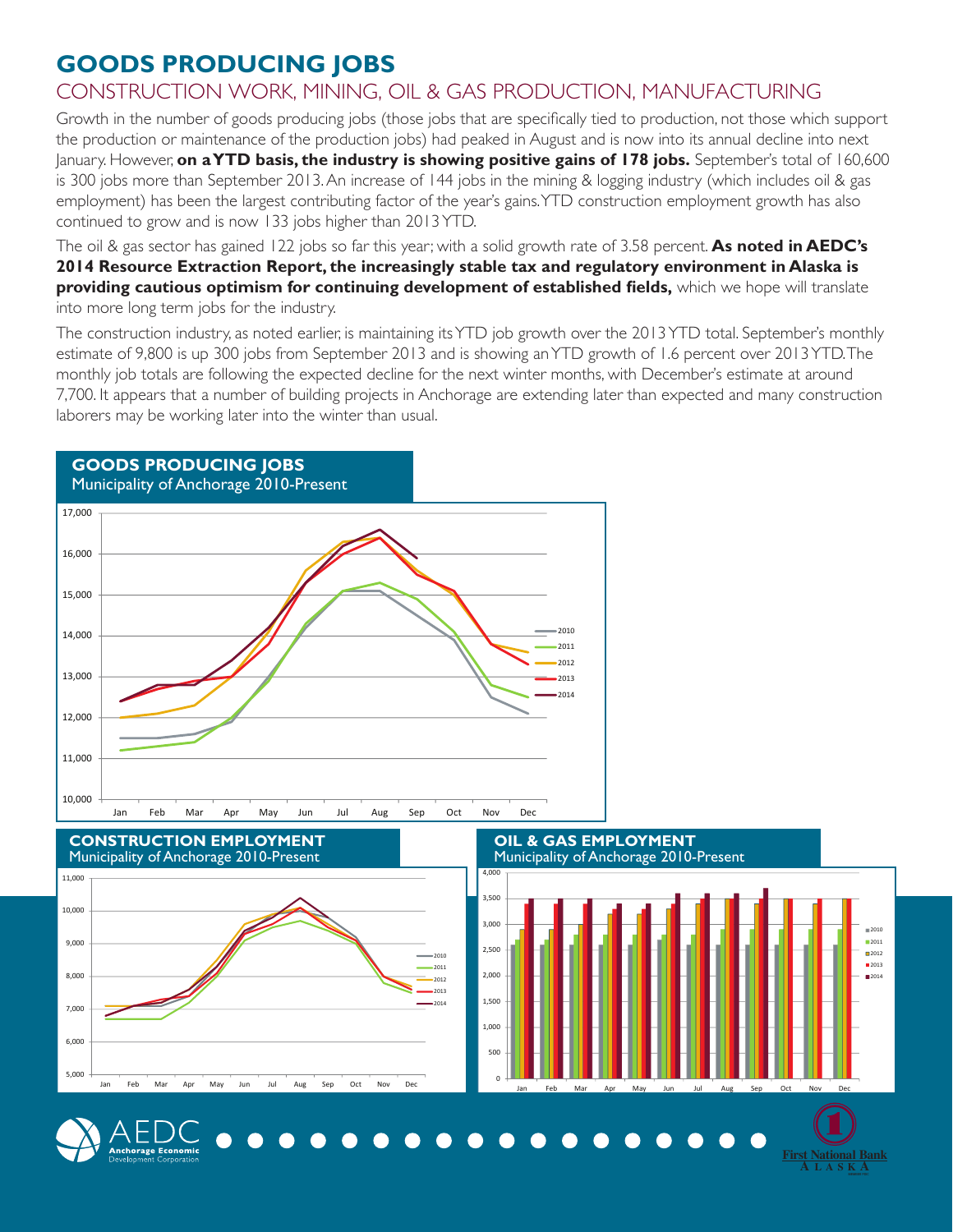# GOODS PRODUCING JOBS

## CONSTRUCTION WORK, MINING, OIL & GAS PRODUCTION, MANUFACTURING

Growth in the number of goods producing jobs (those jobs that are specifically tied to production, not those which support the production or maintenance of the production jobs) had peaked in August and is now into its annual decline into next January. However, **on a YTD basis, the industry is showing positive gains of 178 jobs.** September's total of 160,600 is 300 jobs more than September 2013. An increase of 144 jobs in the mining & logging industry (which includes oil & gas employment) has been the largest contributing factor of the year's gains. YTD construction employment growth has also continued to grow and is now 133 jobs higher than 2013 YTD.

The oil & gas sector has gained 122 jobs so far this year; with a solid growth rate of 3.58 percent. **As noted in AEDC's 2014 Resource Extraction Report, the increasingly stable tax and regulatory environment in Alaska is providing cautious optimism for continuing development of established fields,** which we hope will translate into more long term jobs for the industry.

The construction industry, as noted earlier, is maintaining its YTD job growth over the 2013 YTD total. September's monthly estimate of 9,800 is up 300 jobs from September 2013 and is showing an YTD growth of 1.6 percent over 2013 YTD. The monthly job totals are following the expected decline for the next winter months, with December's estimate at around 7,700. It appears that a number of building projects in Anchorage are extending later than expected and many construction laborers may be working later into the winter than usual.

**GOODS PRODUCING JOBS**
Municipality of Anchorage 2010-Present

**CONSTRUCTION EMPLOYMENT**
Municipality of Anchorage 2010-Present

**OIL & GAS EMPLOYMENT**
Municipality of Anchorage 2010-Present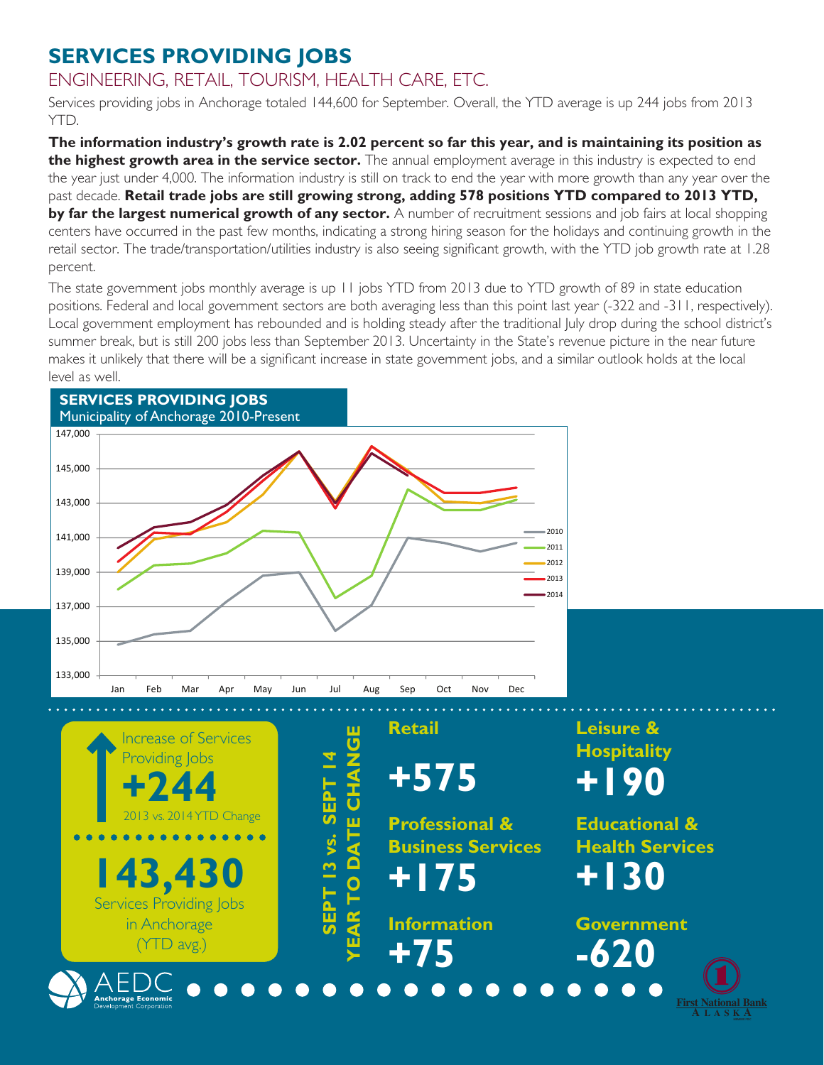# SERVICES PROVIDING JOBS

## ENGINEERING, RETAIL, TOURISM, HEALTH CARE, ETC.

Services providing jobs in Anchorage totaled 144,600 for September. Overall, the YTD average is up 244 jobs from 2013 YTD.

**The information industry's growth rate is 2.02 percent so far this year, and is maintaining its position as the highest growth area in the service sector.** The annual employment average in this industry is expected to end the year just under 4,000. The information industry is still on track to end the year with more growth than any year over the past decade. **Retail trade jobs are still growing strong, adding 578 positions YTD compared to 2013 YTD, by far the largest numerical growth of any sector.** A number of recruitment sessions and job fairs at local shopping centers have occurred in the past few months, indicating a strong hiring season for the holidays and continuing growth in the retail sector. The trade/transportation/utilities industry is also seeing significant growth, with the YTD job growth rate at 1.28 percent.

The state government jobs monthly average is up 11 jobs YTD from 2013 due to YTD growth of 89 in state education positions. Federal and local government sectors are both averaging less than this point last year (-322 and -311, respectively). Local government employment has rebounded and is holding steady after the traditional July drop during the school district's summer break, but is still 200 jobs less than September 2013. Uncertainty in the State's revenue picture in the near future makes it unlikely that there will be a significant increase in state government jobs, and a similar outlook holds at the local level as well.

**SERVICES PROVIDING JOBS**
Municipality of Anchorage 2010-Present

Increase of Services Providing Jobs

**+244**

2013 vs. 2014 YTD Change

**143,430**

Services Providing Jobs in Anchorage (YTD avg.)

**SEPT 13 vs. SEPT 14 YEAR TO DATE CHANGE**

| Sector | Change |
| --- | --- |
| Retail | +575 |
| Professional & Business Services | +175 |
| Information | +75 |
| Leisure & Hospitality | +190 |
| Educational & Health Services | +130 |
| Government | -620 |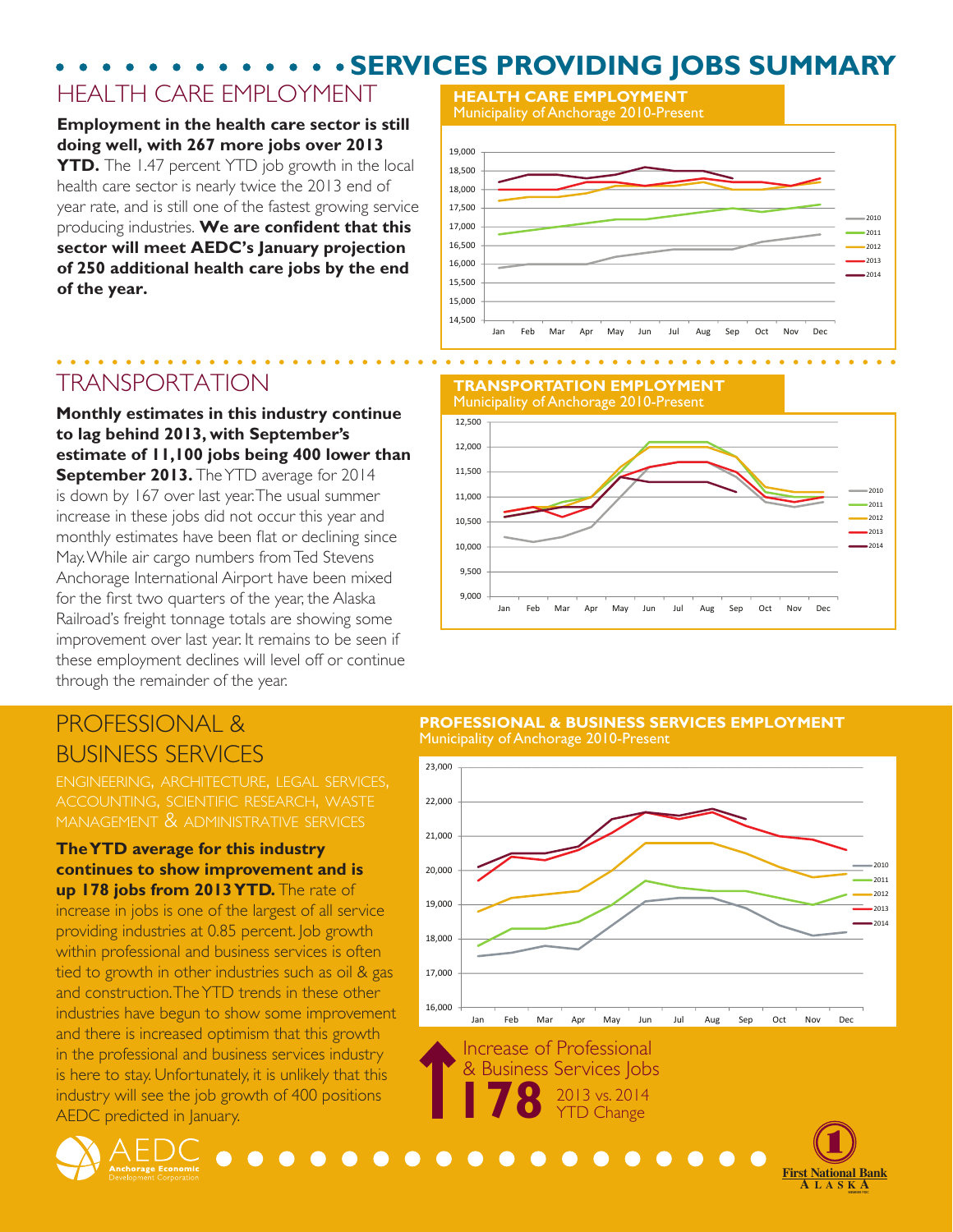# SERVICES PROVIDING JOBS SUMMARY

## HEALTH CARE EMPLOYMENT

**Employment in the health care sector is still doing well, with 267 more jobs over 2013 YTD.** The 1.47 percent YTD job growth in the local health care sector is nearly twice the 2013 end of year rate, and is still one of the fastest growing service producing industries. **We are confident that this sector will meet AEDC's January projection of 250 additional health care jobs by the end of the year.**

**HEALTH CARE EMPLOYMENT**
Municipality of Anchorage 2010-Present

## TRANSPORTATION

**Monthly estimates in this industry continue to lag behind 2013, with September's estimate of 11,100 jobs being 400 lower than September 2013.** The YTD average for 2014 is down by 167 over last year. The usual summer increase in these jobs did not occur this year and monthly estimates have been flat or declining since May. While air cargo numbers from Ted Stevens Anchorage International Airport have been mixed for the first two quarters of the year, the Alaska Railroad's freight tonnage totals are showing some improvement over last year. It remains to be seen if these employment declines will level off or continue through the remainder of the year.

**TRANSPORTATION EMPLOYMENT**
Municipality of Anchorage 2010-Present

## PROFESSIONAL & BUSINESS SERVICES

ENGINEERING, ARCHITECTURE, LEGAL SERVICES, ACCOUNTING, SCIENTIFIC RESEARCH, WASTE MANAGEMENT & ADMINISTRATIVE SERVICES

**The YTD average for this industry continues to show improvement and is up 178 jobs from 2013 YTD.** The rate of increase in jobs is one of the largest of all service providing industries at 0.85 percent. Job growth within professional and business services is often tied to growth in other industries such as oil & gas and construction. The YTD trends in these other industries have begun to show some improvement and there is increased optimism that this growth in the professional and business services industry is here to stay. Unfortunately, it is unlikely that this industry will see the job growth of 400 positions AEDC predicted in January.

**PROFESSIONAL & BUSINESS SERVICES EMPLOYMENT**
Municipality of Anchorage 2010-Present

Increase of Professional & Business Services Jobs

**178** 2013 vs. 2014 YTD Change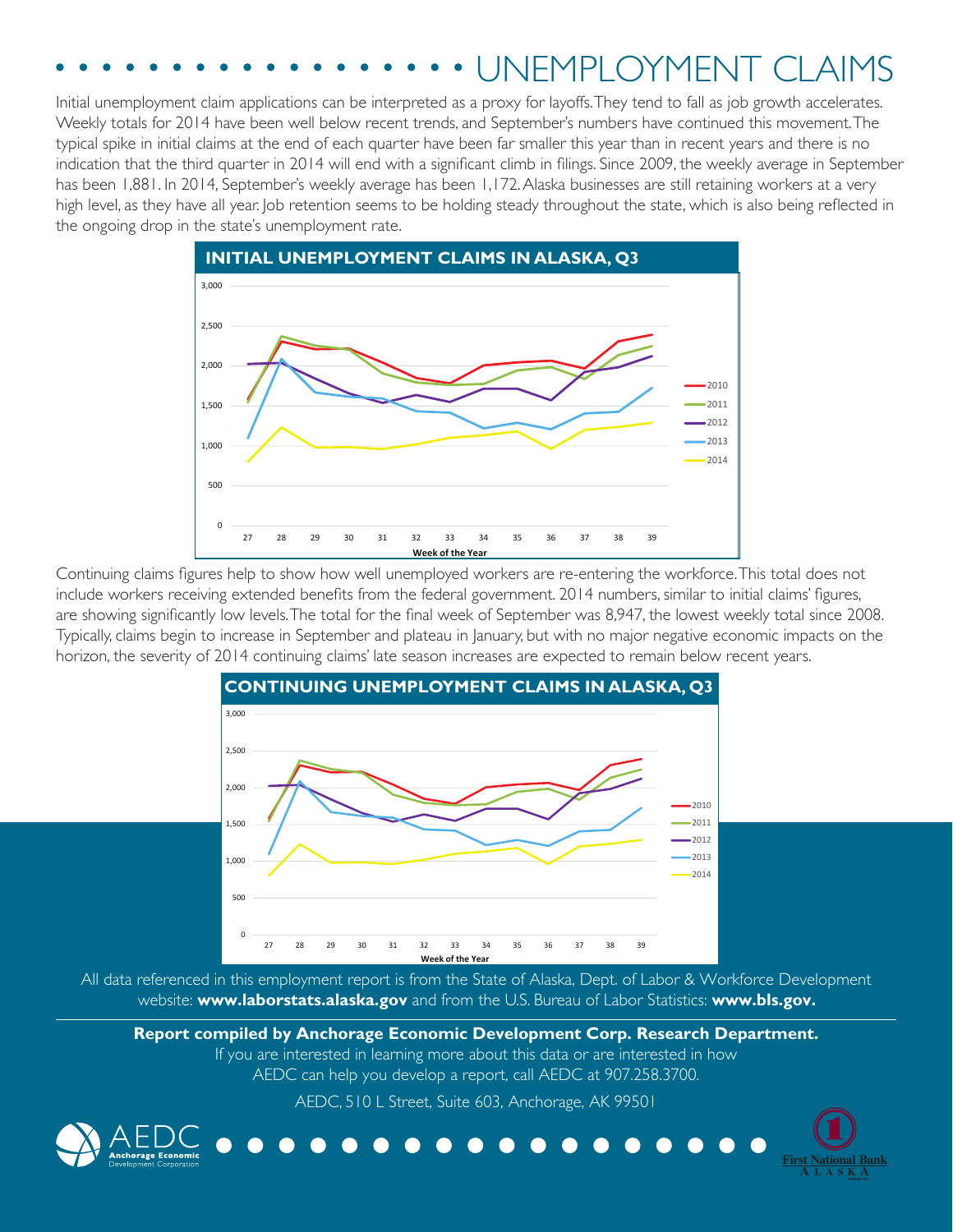# UNEMPLOYMENT CLAIMS

Initial unemployment claim applications can be interpreted as a proxy for layoffs. They tend to fall as job growth accelerates. Weekly totals for 2014 have been well below recent trends, and September's numbers have continued this movement. The typical spike in initial claims at the end of each quarter have been far smaller this year than in recent years and there is no indication that the third quarter in 2014 will end with a significant climb in filings. Since 2009, the weekly average in September has been 1,881. In 2014, September's weekly average has been 1,172. Alaska businesses are still retaining workers at a very high level, as they have all year. Job retention seems to be holding steady throughout the state, which is also being reflected in the ongoing drop in the state's unemployment rate.

**INITIAL UNEMPLOYMENT CLAIMS IN ALASKA, Q3**

Continuing claims figures help to show how well unemployed workers are re-entering the workforce. This total does not include workers receiving extended benefits from the federal government. 2014 numbers, similar to initial claims' figures, are showing significantly low levels. The total for the final week of September was 8,947, the lowest weekly total since 2008. Typically, claims begin to increase in September and plateau in January, but with no major negative economic impacts on the horizon, the severity of 2014 continuing claims' late season increases are expected to remain below recent years.

**CONTINUING UNEMPLOYMENT CLAIMS IN ALASKA, Q3**

All data referenced in this employment report is from the State of Alaska, Dept. of Labor & Workforce Development website: **www.laborstats.alaska.gov** and from the U.S. Bureau of Labor Statistics: **www.bls.gov.**

**Report compiled by Anchorage Economic Development Corp. Research Department.**

If you are interested in learning more about this data or are interested in how AEDC can help you develop a report, call AEDC at 907.258.3700.

AEDC, 510 L Street, Suite 603, Anchorage, AK 99501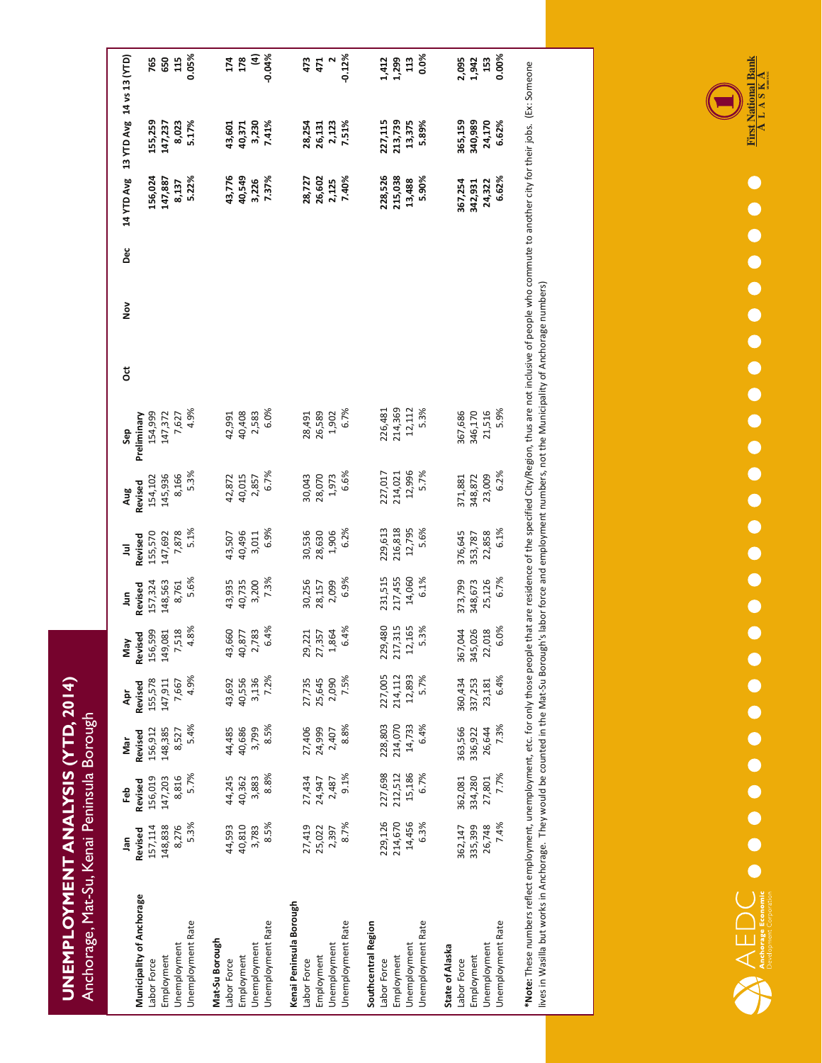# UNEMPLOYMENT ANALYSIS (YTD, 2014)

Anchorage, Mat-Su, Kenai Peninsula Borough

| | Jan Revised | Feb Revised | Mar Revised | Apr Revised | May Revised | Jun Revised | Jul Revised | Aug Revised | Sep Preliminary | Oct | Nov | Dec | 14 YTD Avg | 13 YTD Avg | 14 vs 13 (YTD) |
|---|---|---|---|---|---|---|---|---|---|---|---|---|---|---|---|
| **Municipality of Anchorage** | | | | | | | | | | | | | | | |
| Labor Force | 157,114 | 156,019 | 156,912 | 155,578 | 156,599 | 157,324 | 155,570 | 154,102 | 154,999 | | | | 156,024 | 155,259 | **765** |
| Employment | 148,838 | 147,203 | 148,385 | 147,911 | 149,081 | 148,563 | 147,692 | 145,936 | 147,372 | | | | 147,887 | 147,237 | **650** |
| Unemployment | 8,276 | 8,816 | 8,527 | 7,667 | 7,518 | 8,761 | 7,878 | 8,166 | 7,627 | | | | 8,137 | 8,023 | **115** |
| Unemployment Rate | 5.3% | 5.7% | 5.4% | 4.9% | 4.8% | 5.6% | 5.1% | 5.3% | 4.9% | | | | 5.22% | 5.17% | **0.05%** |
| **Mat-Su Borough** | | | | | | | | | | | | | | | |
| Labor Force | 44,593 | 44,245 | 44,485 | 43,692 | 43,660 | 43,935 | 43,507 | 42,872 | 42,991 | | | | 43,776 | 43,601 | **174** |
| Employment | 40,810 | 40,362 | 40,686 | 40,556 | 40,877 | 40,735 | 40,496 | 40,015 | 40,408 | | | | 40,549 | 40,371 | **178** |
| Unemployment | 3,783 | 3,883 | 3,799 | 3,136 | 2,783 | 3,200 | 3,011 | 2,857 | 2,583 | | | | 3,226 | 3,230 | **(4)** |
| Unemployment Rate | 8.5% | 8.8% | 8.5% | 7.2% | 6.4% | 7.3% | 6.9% | 6.7% | 6.0% | | | | 7.37% | 7.41% | **-0.04%** |
| **Kenai Peninsula Borough** | | | | | | | | | | | | | | | |
| Labor Force | 27,419 | 27,434 | 27,406 | 27,735 | 29,221 | 30,256 | 30,536 | 30,043 | 28,491 | | | | 28,727 | 28,254 | **473** |
| Employment | 25,022 | 24,947 | 24,999 | 25,645 | 27,357 | 28,157 | 28,630 | 28,070 | 26,589 | | | | 26,602 | 26,131 | **471** |
| Unemployment | 2,397 | 2,487 | 2,407 | 2,090 | 1,864 | 2,099 | 1,906 | 1,973 | 1,902 | | | | 2,125 | 2,123 | **2** |
| Unemployment Rate | 8.7% | 9.1% | 8.8% | 7.5% | 6.4% | 6.9% | 6.2% | 6.6% | 6.7% | | | | 7.40% | 7.51% | **-0.12%** |
| **Southcentral Region** | | | | | | | | | | | | | | | |
| Labor Force | 229,126 | 227,698 | 228,803 | 227,005 | 229,480 | 231,515 | 229,613 | 227,017 | 226,481 | | | | 228,526 | 227,115 | **1,412** |
| Employment | 214,670 | 212,512 | 214,070 | 214,112 | 217,315 | 217,455 | 216,818 | 214,021 | 214,369 | | | | 215,038 | 213,739 | **1,299** |
| Unemployment | 14,456 | 15,186 | 14,733 | 12,893 | 12,165 | 14,060 | 12,795 | 12,996 | 12,112 | | | | 13,488 | 13,375 | **113** |
| Unemployment Rate | 6.3% | 6.7% | 6.4% | 5.7% | 5.3% | 6.1% | 5.6% | 5.7% | 5.3% | | | | 5.90% | 5.89% | **0.0%** |
| **State of Alaska** | | | | | | | | | | | | | | | |
| Labor Force | 362,147 | 362,081 | 363,566 | 360,434 | 367,044 | 373,799 | 376,645 | 371,881 | 367,686 | | | | 367,254 | 365,159 | **2,095** |
| Employment | 335,399 | 334,280 | 336,922 | 337,253 | 345,026 | 348,673 | 353,787 | 348,872 | 346,170 | | | | 342,931 | 340,989 | **1,942** |
| Unemployment | 26,748 | 27,801 | 26,644 | 23,181 | 22,018 | 25,126 | 22,858 | 23,009 | 21,516 | | | | 24,322 | 24,170 | **153** |
| Unemployment Rate | 7.4% | 7.7% | 7.3% | 6.4% | 6.0% | 6.7% | 6.1% | 6.2% | 5.9% | | | | 6.62% | 6.62% | **0.00%** |

***Note:** These numbers reflect employment, unemployment, etc. for only those people that are residence of the specified City/Region, thus are not inclusive of people who commute to another city for their jobs. (Ex: Someone lives in Wasilla but works in Anchorage. They would be counted in the Mat-Su Borough's labor force and employment numbers, not the Municipality of Anchorage numbers)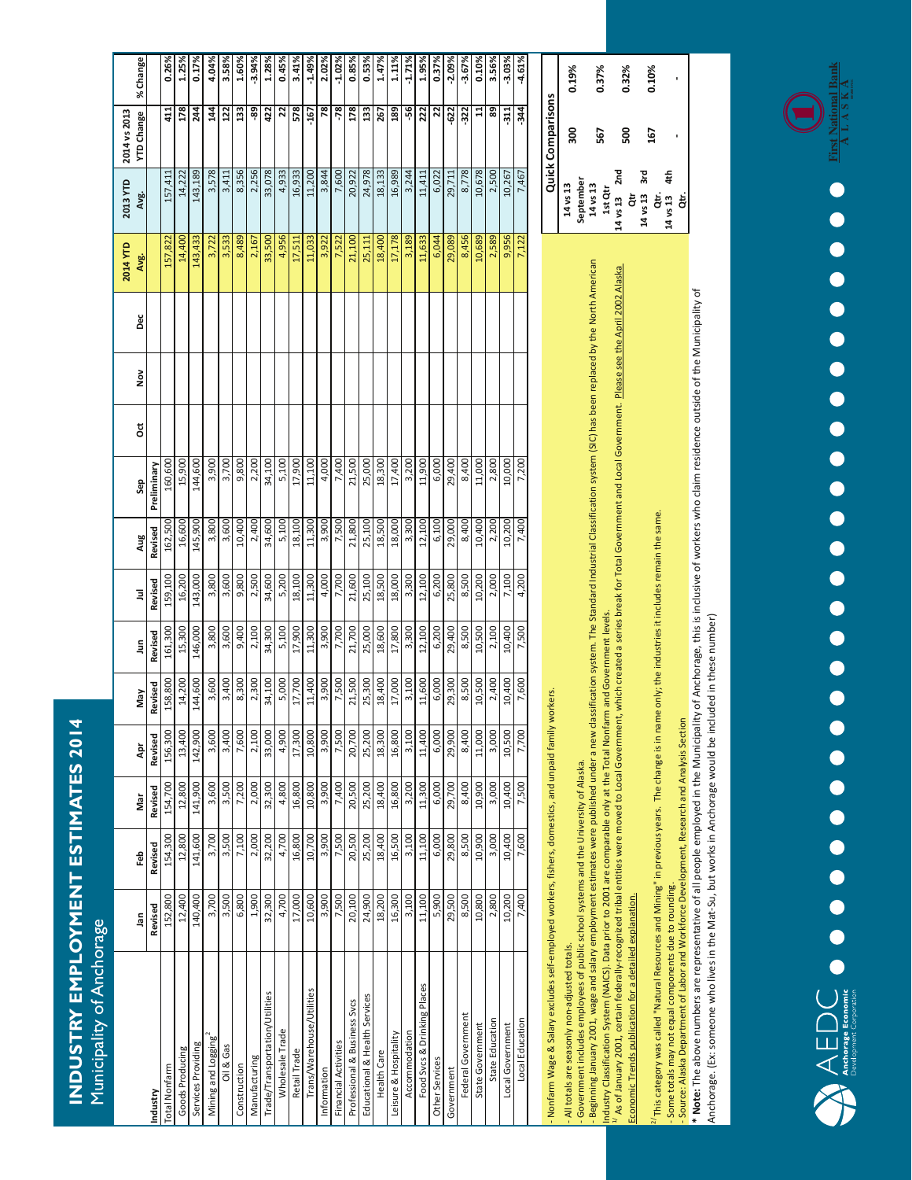# INDUSTRY EMPLOYMENT ESTIMATES 2014

Municipality of Anchorage

| Industry | Jan | Feb | Mar | Apr | May | Jun | Jul | Aug | Sep | Oct | Nov | Dec | 2014 YTD Avg. | 2013 YTD Avg. | 2014 vs 2013 YTD Change | % Change |
|---|---|---|---|---|---|---|---|---|---|---|---|---|---|---|---|---|
| | Revised | Revised | Revised | Revised | Revised | Revised | Revised | Revised | Preliminary | | | | | | | |
| Total Nonfarm | 152,800 | 154,300 | 154,700 | 156,300 | 158,800 | 161,300 | 159,100 | 162,500 | 160,600 | | | | 157,822 | 157,411 | 411 | 0.26% |
| Goods Producing | 12,400 | 12,800 | 12,800 | 13,400 | 14,200 | 15,300 | 16,200 | 16,600 | 15,900 | | | | 14,400 | 14,222 | 178 | 1.25% |
| Services Providing | 140,400 | 141,600 | 141,900 | 142,900 | 144,600 | 146,000 | 143,000 | 145,900 | 144,600 | | | | 143,433 | 143,189 | 244 | 0.17% |
| Mining and Logging [2] | 3,700 | 3,700 | 3,600 | 3,600 | 3,600 | 3,800 | 3,800 | 3,800 | 3,900 | | | | 3,722 | 3,578 | 144 | 4.04% |
| Oil & Gas | 3,500 | 3,500 | 3,500 | 3,400 | 3,400 | 3,600 | 3,600 | 3,600 | 3,700 | | | | 3,533 | 3,411 | 122 | 3.58% |
| Construction | 6,800 | 7,100 | 7,200 | 7,600 | 8,300 | 9,400 | 9,800 | 10,400 | 9,800 | | | | 8,489 | 8,356 | 133 | 1.60% |
| Manufacturing | 1,900 | 2,000 | 2,000 | 2,100 | 2,300 | 2,100 | 2,500 | 2,400 | 2,200 | | | | 2,167 | 2,256 | -89 | -3.94% |
| Trade/Transportation/Utilities | 32,300 | 32,200 | 32,300 | 33,000 | 34,100 | 34,300 | 34,600 | 34,600 | 34,100 | | | | 33,500 | 33,078 | 422 | 1.28% |
| Wholesale Trade | 4,700 | 4,700 | 4,800 | 4,900 | 5,000 | 5,100 | 5,200 | 5,100 | 5,100 | | | | 4,956 | 4,933 | 22 | 0.45% |
| Retail Trade | 17,000 | 16,800 | 16,800 | 17,300 | 17,700 | 17,900 | 18,100 | 18,100 | 17,900 | | | | 17,511 | 16,933 | 578 | 3.41% |
| Trans/Warehouse/Utilities | 10,600 | 10,700 | 10,800 | 10,800 | 11,400 | 11,300 | 11,300 | 11,300 | 11,100 | | | | 11,033 | 11,200 | -167 | -1.49% |
| Information | 3,900 | 3,900 | 3,900 | 3,900 | 3,900 | 3,900 | 4,000 | 3,900 | 4,000 | | | | 3,922 | 3,844 | 78 | 2.02% |
| Financial Activities | 7,500 | 7,500 | 7,400 | 7,500 | 7,500 | 7,700 | 7,700 | 7,500 | 7,400 | | | | 7,522 | 7,600 | -78 | -1.02% |
| Professional & Business Svcs | 20,100 | 20,500 | 20,500 | 20,700 | 21,500 | 21,700 | 21,600 | 21,800 | 21,500 | | | | 21,100 | 20,922 | 178 | 0.85% |
| Educational & Health Services | 24,900 | 25,200 | 25,200 | 25,200 | 25,300 | 25,000 | 25,100 | 25,100 | 25,000 | | | | 25,111 | 24,978 | 133 | 0.53% |
| Health Care | 18,200 | 18,400 | 18,400 | 18,300 | 18,400 | 18,600 | 18,500 | 18,500 | 18,300 | | | | 18,400 | 18,133 | 267 | 1.47% |
| Leisure & Hospitality | 16,300 | 16,500 | 16,800 | 16,800 | 17,000 | 17,800 | 18,000 | 18,000 | 17,400 | | | | 17,178 | 16,989 | 189 | 1.11% |
| Accommodation | 3,100 | 3,100 | 3,200 | 3,100 | 3,100 | 3,300 | 3,300 | 3,300 | 3,200 | | | | 3,189 | 3,244 | -56 | -1.71% |
| Food Svcs & Drinking Places | 11,100 | 11,100 | 11,300 | 11,400 | 11,600 | 12,100 | 12,100 | 12,100 | 11,900 | | | | 11,633 | 11,411 | 222 | 1.95% |
| Other Services | 5,900 | 6,000 | 6,000 | 6,000 | 6,000 | 6,200 | 6,200 | 6,100 | 6,000 | | | | 6,044 | 6,022 | 22 | 0.37% |
| Government | 29,500 | 29,800 | 29,700 | 29,900 | 29,300 | 29,400 | 25,800 | 29,000 | 29,400 | | | | 29,089 | 29,711 | -622 | -2.09% |
| Federal Government | 8,500 | 8,500 | 8,400 | 8,400 | 8,500 | 8,500 | 8,500 | 8,400 | 8,400 | | | | 8,456 | 8,778 | -322 | -3.67% |
| State Government | 10,800 | 10,900 | 10,900 | 11,000 | 10,500 | 10,500 | 10,200 | 10,400 | 11,000 | | | | 10,689 | 10,678 | 11 | 0.10% |
| State Education | 2,800 | 3,000 | 3,000 | 3,000 | 2,400 | 2,100 | 2,000 | 2,200 | 2,800 | | | | 2,589 | 2,500 | 89 | 3.56% |
| Local Government | 10,200 | 10,400 | 10,400 | 10,500 | 10,400 | 10,400 | 7,100 | 10,200 | 10,000 | | | | 9,956 | 10,267 | -311 | -3.03% |
| Local Education | 7,400 | 7,600 | 7,500 | 7,700 | 7,600 | 7,500 | 4,200 | 7,400 | 7,200 | | | | 7,122 | 7,467 | -344 | -4.61% |

- Nonfarm Wage & Salary excludes self-employed workers, fishers, domestics, and unpaid family workers.
- All totals are seasonly non-adjusted totals.
- Government includes employees of public school systems and the University of Alaska.
- Beginning January 2001, wage and salary employment estimates were published under a new classification system. The Standard Industrial Classification system (SIC) has been replaced by the North American Industry Classification System (NAICS). Data prior to 2001 are comparable only at the Total Nonfarm and Government levels.

[1] As of January 2001, certain federally-recognized tribal entities were moved to Local Government, which created a series break for Total Government and Local Government. Please see the April 2002 Alaska Economic Trends publication for a detailed explanation.

[2] This category was called "Natural Resources and Mining" in previous years. The change is in name only; the industries it includes remain the same.

- Some totals may not equal components due to rounding.
- Source: Alaska Department of Labor and Workforce Development, Research and Analysis Section

**\* Note:** The above numbers are representative of all people employed in the Municipality of Anchorage, this is inclusive of workers who claim residence outside of the Municipality of Anchorage. (Ex: someone who lives in the Mat-Su, but works in Anchorage would be included in these number)

| Quick Comparisons | | |
|---|---|---|
| 14 vs 13 September | 300 | 0.19% |
| 14 vs 13 1st Qtr | 567 | 0.37% |
| 14 vs 13 2nd Qtr | 500 | 0.32% |
| 14 vs 13 3rd Qtr. | 167 | 0.10% |
| 14 vs 13 4th Qtr. | - | - |

AEDC Anchorage Economic Development Corporation

First National Bank Alaska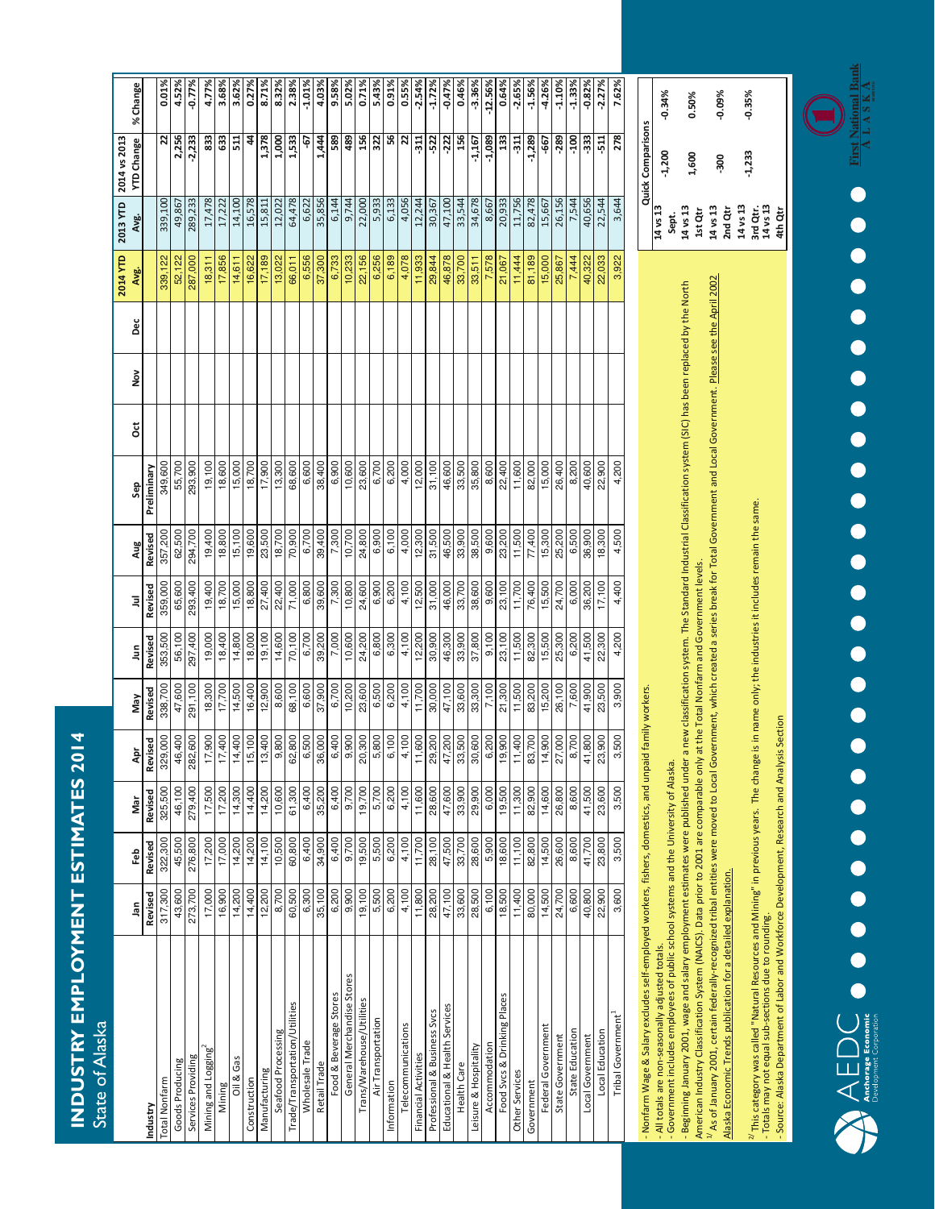# INDUSTRY EMPLOYMENT ESTIMATES 2014

State of Alaska

| Industry | Jan | Feb | Mar | Apr | May | Jun | Jul | Aug | Sep | Oct | Nov | Dec | 2014 YTD Avg. | 2013 YTD Avg. | 2014 vs 2013 YTD Change | % Change |
|---|---|---|---|---|---|---|---|---|---|---|---|---|---|---|---|---|
| | Revised | Revised | Revised | Revised | Revised | Revised | Revised | Revised | Preliminary | | | | | | | |
| Total Nonfarm | 317,300 | 322,300 | 325,500 | 329,000 | 338,700 | 353,500 | 359,000 | 357,200 | 349,600 | | | | 339,122 | 339,100 | 22 | 0.01% |
| Goods Producing | 43,600 | 45,500 | 46,100 | 46,400 | 47,600 | 56,100 | 65,600 | 62,500 | 55,700 | | | | 52,122 | 49,867 | 2,256 | 4.52% |
| Services Providing | 273,700 | 276,800 | 279,400 | 282,600 | 291,100 | 297,400 | 293,400 | 294,700 | 293,900 | | | | 287,000 | 289,233 | -2,233 | -0.77% |
| Mining and Logging[2] | 17,000 | 17,200 | 17,500 | 17,900 | 18,300 | 19,000 | 19,400 | 19,400 | 19,100 | | | | 18,311 | 17,478 | 833 | 4.77% |
| Mining | 16,900 | 17,000 | 17,200 | 17,400 | 17,700 | 18,400 | 18,700 | 18,800 | 18,600 | | | | 17,856 | 17,222 | 633 | 3.68% |
| Oil & Gas | 14,200 | 14,200 | 14,300 | 14,400 | 14,500 | 14,800 | 15,000 | 15,100 | 15,000 | | | | 14,611 | 14,100 | 511 | 3.62% |
| Construction | 14,400 | 14,200 | 14,400 | 15,100 | 16,400 | 18,000 | 18,800 | 19,600 | 18,700 | | | | 16,622 | 16,578 | 44 | 0.27% |
| Manufacturing | 12,200 | 14,100 | 14,200 | 13,400 | 12,900 | 19,100 | 27,400 | 23,500 | 17,900 | | | | 17,189 | 15,811 | 1,378 | 8.71% |
| Seafood Processing | 8,700 | 10,500 | 10,600 | 9,800 | 8,600 | 14,600 | 22,400 | 18,700 | 13,300 | | | | 13,022 | 12,022 | 1,000 | 8.32% |
| Trade/Transportation/Utilities | 60,500 | 60,800 | 61,300 | 62,800 | 68,100 | 70,100 | 71,000 | 70,900 | 68,600 | | | | 66,011 | 64,478 | 1,533 | 2.38% |
| Wholesale Trade | 6,300 | 6,400 | 6,400 | 6,500 | 6,600 | 6,700 | 6,800 | 6,700 | 6,600 | | | | 6,556 | 6,622 | -67 | -1.01% |
| Retail Trade | 35,100 | 34,900 | 35,200 | 36,000 | 37,900 | 39,200 | 39,600 | 39,400 | 38,400 | | | | 37,300 | 35,856 | 1,444 | 4.03% |
| Food & Beverage Stores | 6,200 | 6,400 | 6,400 | 6,400 | 6,700 | 7,000 | 7,300 | 7,300 | 6,900 | | | | 6,733 | 6,144 | 589 | 9.58% |
| General Merchandise Stores | 9,900 | 9,700 | 9,700 | 9,900 | 10,200 | 10,600 | 10,800 | 10,700 | 10,600 | | | | 10,233 | 9,744 | 489 | 5.02% |
| Trans/Warehouse/Utilities | 19,100 | 19,500 | 19,700 | 20,300 | 23,600 | 24,200 | 24,600 | 24,800 | 23,600 | | | | 22,156 | 22,000 | 156 | 0.71% |
| Air Transportation | 5,500 | 5,500 | 5,700 | 5,800 | 6,500 | 6,800 | 6,900 | 6,900 | 6,700 | | | | 6,256 | 5,933 | 322 | 5.43% |
| Information | 6,200 | 6,200 | 6,200 | 6,100 | 6,200 | 6,300 | 6,200 | 6,100 | 6,200 | | | | 6,189 | 6,133 | 56 | 0.91% |
| Telecommunications | 4,100 | 4,100 | 4,100 | 4,100 | 4,100 | 4,000 | 4,100 | 4,100 | 4,000 | | | | 4,078 | 4,056 | 22 | 0.55% |
| Financial Activities | 11,800 | 11,700 | 11,600 | 11,600 | 11,700 | 12,200 | 12,500 | 12,300 | 12,000 | | | | 11,933 | 12,244 | -311 | -2.54% |
| Professional & Business Svcs | 28,200 | 28,100 | 28,600 | 29,200 | 30,000 | 30,900 | 31,000 | 31,500 | 31,100 | | | | 29,844 | 30,367 | -522 | -1.72% |
| Educational & Health Services | 47,100 | 47,500 | 47,600 | 47,200 | 47,100 | 46,300 | 46,000 | 46,500 | 46,600 | | | | 46,878 | 47,100 | -222 | -0.47% |
| Health Care | 33,600 | 33,700 | 33,900 | 33,500 | 33,600 | 33,900 | 33,700 | 33,900 | 33,500 | | | | 33,700 | 33,544 | 156 | 0.46% |
| Leisure & Hospitality | 28,500 | 28,600 | 29,900 | 30,600 | 33,300 | 37,800 | 38,600 | 38,500 | 35,800 | | | | 33,511 | 34,678 | -1,167 | -3.36% |
| Accommodation | 6,100 | 5,900 | 6,000 | 6,200 | 7,100 | 9,100 | 9,600 | 9,600 | 8,600 | | | | 7,578 | 8,667 | -1,089 | -12.56% |
| Food Svcs & Drinking Places | 18,500 | 18,600 | 19,500 | 19,900 | 21,300 | 23,100 | 23,100 | 23,200 | 22,400 | | | | 21,067 | 20,933 | 133 | 0.64% |
| Other Services | 11,400 | 11,100 | 11,300 | 11,400 | 11,500 | 11,500 | 11,700 | 11,500 | 11,600 | | | | 11,444 | 11,756 | -311 | -2.65% |
| Government | 80,000 | 82,800 | 82,900 | 83,700 | 83,200 | 82,300 | 76,400 | 77,400 | 82,000 | | | | 81,189 | 82,478 | -1,289 | -1.56% |
| Federal Government | 14,500 | 14,500 | 14,600 | 14,900 | 15,200 | 15,500 | 15,500 | 15,300 | 15,000 | | | | 15,000 | 15,667 | -667 | -4.26% |
| State Government | 24,700 | 26,600 | 26,800 | 27,000 | 26,100 | 25,300 | 24,700 | 25,200 | 26,400 | | | | 25,867 | 26,156 | -289 | -1.10% |
| State Education | 6,600 | 8,600 | 8,600 | 8,700 | 7,600 | 6,200 | 6,000 | 6,500 | 8,200 | | | | 7,444 | 7,544 | -100 | -1.33% |
| Local Government | 40,800 | 41,700 | 41,500 | 41,800 | 41,900 | 41,500 | 36,200 | 36,900 | 40,600 | | | | 40,322 | 40,656 | -333 | -0.82% |
| Local Education | 22,900 | 23,800 | 23,600 | 23,900 | 23,500 | 22,300 | 17,100 | 18,300 | 22,900 | | | | 22,033 | 22,544 | -511 | -2.27% |
| Tribal Government[1] | 3,600 | 3,500 | 3,500 | 3,500 | 3,900 | 4,200 | 4,400 | 4,500 | 4,200 | | | | 3,922 | 3,644 | 278 | 7.62% |

- Nonfarm Wage & Salary excludes self-employed workers, fishers, domestics, and unpaid family workers.
- All totals are non-seasonally adjusted totals.
- Government includes employees of public school systems and the University of Alaska.
- Beginning January 2001, wage and salary employment estimates were published under a new classification system. The Standard Industrial Classification system (SIC) has been replaced by the North American Industry Classification System (NAICS). Data prior to 2001 are comparable only at the Total Nonfarm and Government levels.

[1] As of January 2001, certain federally-recognized tribal entities were moved to Local Government, which created a series break for Total Government and Local Government. Please see the April 2002 Alaska Economic Trends publication for a detailed explanation.

[2] This category was called "Natural Resources and Mining" in previous years. The change is in name only; the industries it includes remain the same.

- Totals may not equal sub-sections due to rounding.
- Source: Alaska Department of Labor and Workforce Development, Research and Analysis Section

| Quick Comparisons | | |
|---|---|---|
| 14 vs 13 Sept. | -1,200 | -0.34% |
| 14 vs 13 1st Qtr | 1,600 | 0.50% |
| 14 vs 13 2nd Qtr | -300 | -0.09% |
| 14 vs 13 3rd Qtr. | -1,233 | -0.35% |
| 14 vs 13 4th Qtr | | |

AEDC Anchorage Economic Development Corporation

First National Bank Alaska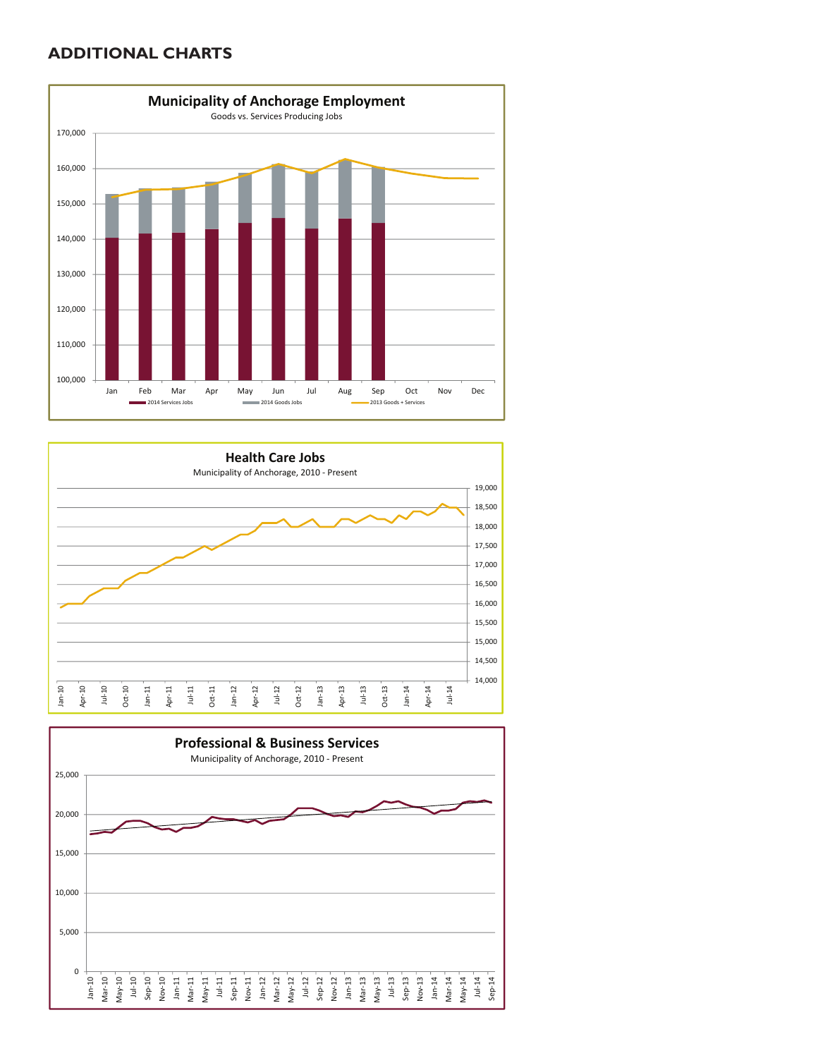## ADDITIONAL CHARTS

**Municipality of Anchorage Employment**

Goods vs. Services Producing Jobs

170,000
160,000
150,000
140,000
130,000
120,000
110,000
100,000

Jan Feb Mar Apr May Jun Jul Aug Sep Oct Nov Dec

2014 Services Jobs — 2014 Goods Jobs — 2013 Goods + Services

**Health Care Jobs**

Municipality of Anchorage, 2010 - Present

19,000
18,500
18,000
17,500
17,000
16,500
16,000
15,500
15,000
14,500
14,000

Jan-10 Apr-10 Jul-10 Oct-10 Jan-11 Apr-11 Jul-11 Oct-11 Jan-12 Apr-12 Jul-12 Oct-12 Jan-13 Apr-13 Jul-13 Oct-13 Jan-14 Apr-14 Jul-14

**Professional & Business Services**

Municipality of Anchorage, 2010 - Present

25,000
20,000
15,000
10,000
5,000
0

Jan-10 Mar-10 May-10 Jul-10 Sep-10 Nov-10 Jan-11 Mar-11 May-11 Jul-11 Sep-11 Nov-11 Jan-12 Mar-12 May-12 Jul-12 Sep-12 Nov-12 Jan-13 Mar-13 May-13 Jul-13 Sep-13 Nov-13 Jan-14 Mar-14 May-14 Jul-14 Sep-14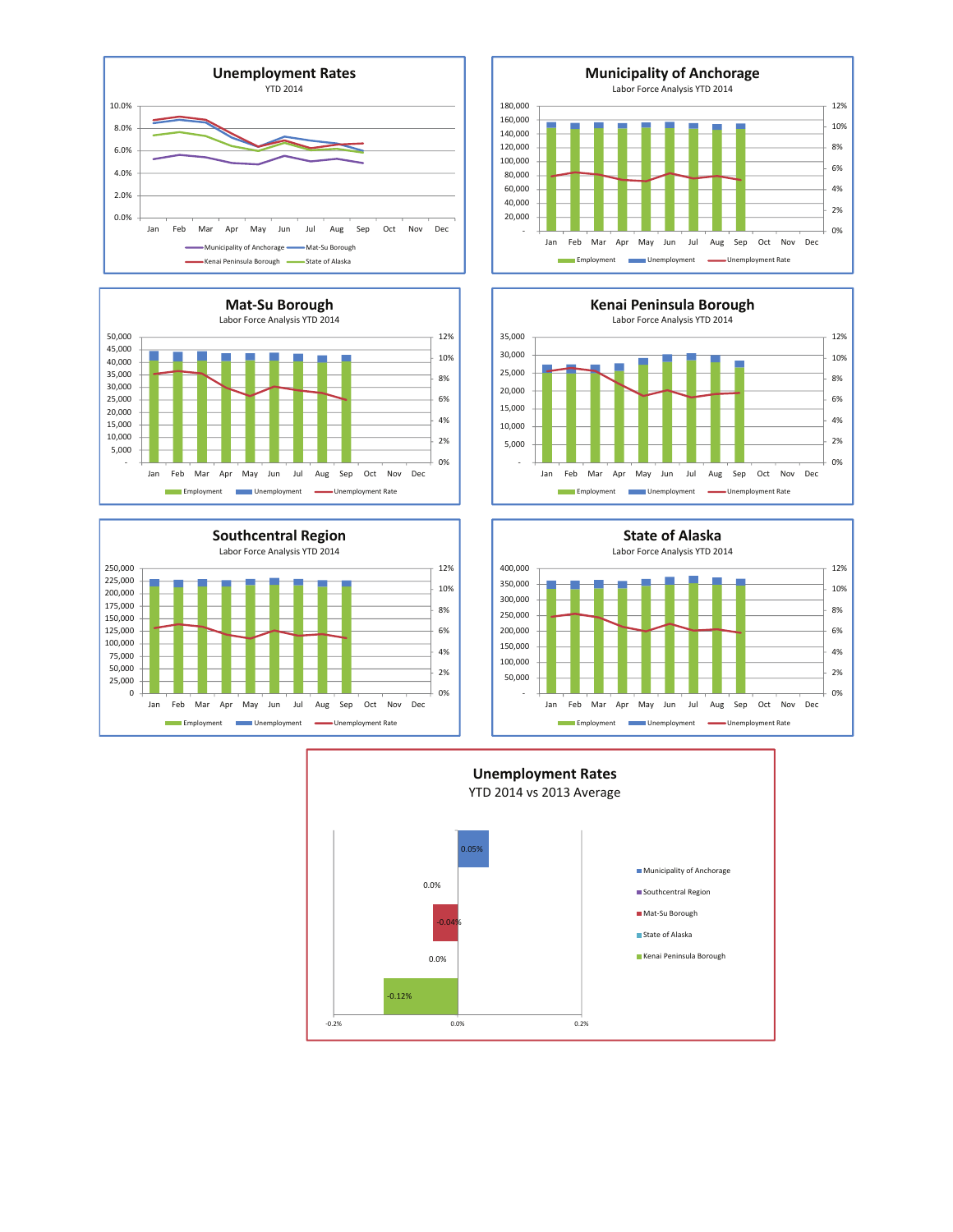## Unemployment Rates

YTD 2014

10.0%
8.0%
6.0%
4.0%
2.0%
0.0%

Jan Feb Mar Apr May Jun Jul Aug Sep Oct Nov Dec

Municipality of Anchorage, Mat-Su Borough, Kenai Peninsula Borough, State of Alaska

## Municipality of Anchorage

Labor Force Analysis YTD 2014

Employment, Unemployment, Unemployment Rate

## Mat-Su Borough

Labor Force Analysis YTD 2014

Employment, Unemployment, Unemployment Rate

## Kenai Peninsula Borough

Labor Force Analysis YTD 2014

Employment, Unemployment, Unemployment Rate

## Southcentral Region

Labor Force Analysis YTD 2014

Employment, Unemployment, Unemployment Rate

## State of Alaska

Labor Force Analysis YTD 2014

Employment, Unemployment, Unemployment Rate

## Unemployment Rates

YTD 2014 vs 2013 Average

| Area | Change |
|---|---|
| Municipality of Anchorage | 0.05% |
| Southcentral Region | 0.0% |
| Mat-Su Borough | -0.04% |
| State of Alaska | 0.0% |
| Kenai Peninsula Borough | -0.12% |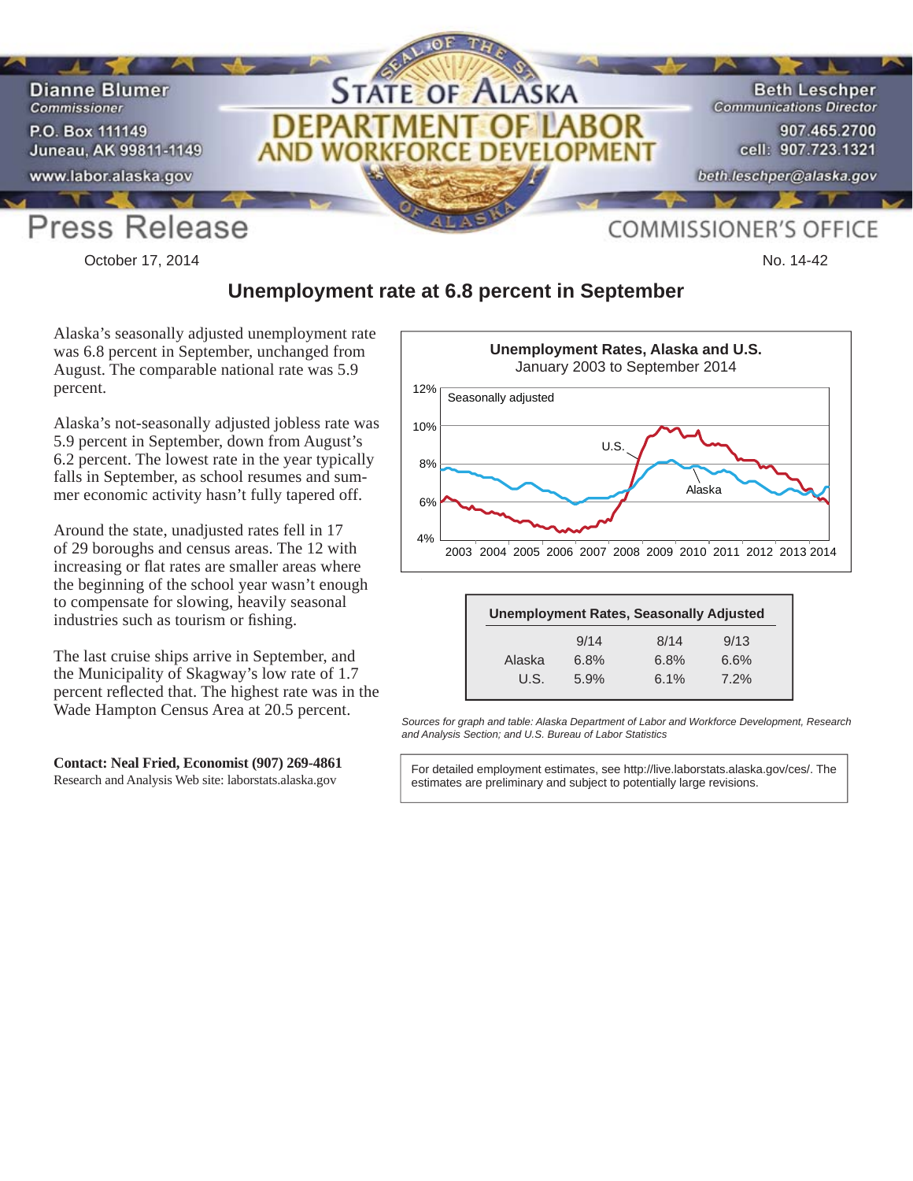Dianne Blumer
Commissioner
P.O. Box 111149
Juneau, AK 99811-1149
www.labor.alaska.gov

# State of Alaska Department of Labor and Workforce Development

Beth Leschper
Communications Director
907.465.2700
cell: 907.723.1321
beth.leschper@alaska.gov

Press Release — COMMISSIONER'S OFFICE

October 17, 2014

No. 14-42

## Unemployment rate at 6.8 percent in September

Alaska's seasonally adjusted unemployment rate was 6.8 percent in September, unchanged from August. The comparable national rate was 5.9 percent.

Alaska's not-seasonally adjusted jobless rate was 5.9 percent in September, down from August's 6.2 percent. The lowest rate in the year typically falls in September, as school resumes and summer economic activity hasn't fully tapered off.

Around the state, unadjusted rates fell in 17 of 29 boroughs and census areas. The 12 with increasing or flat rates are smaller areas where the beginning of the school year wasn't enough to compensate for slowing, heavily seasonal industries such as tourism or fishing.

The last cruise ships arrive in September, and the Municipality of Skagway's low rate of 1.7 percent reflected that. The highest rate was in the Wade Hampton Census Area at 20.5 percent.

**Contact: Neal Fried, Economist (907) 269-4861**
Research and Analysis Web site: laborstats.alaska.gov

**Unemployment Rates, Alaska and U.S.**
January 2003 to September 2014

| Unemployment Rates, Seasonally Adjusted | 9/14 | 8/14 | 9/13 |
|---|---|---|---|
| Alaska | 6.8% | 6.8% | 6.6% |
| U.S. | 5.9% | 6.1% | 7.2% |

*Sources for graph and table: Alaska Department of Labor and Workforce Development, Research and Analysis Section; and U.S. Bureau of Labor Statistics*

For detailed employment estimates, see http://live.laborstats.alaska.gov/ces/. The estimates are preliminary and subject to potentially large revisions.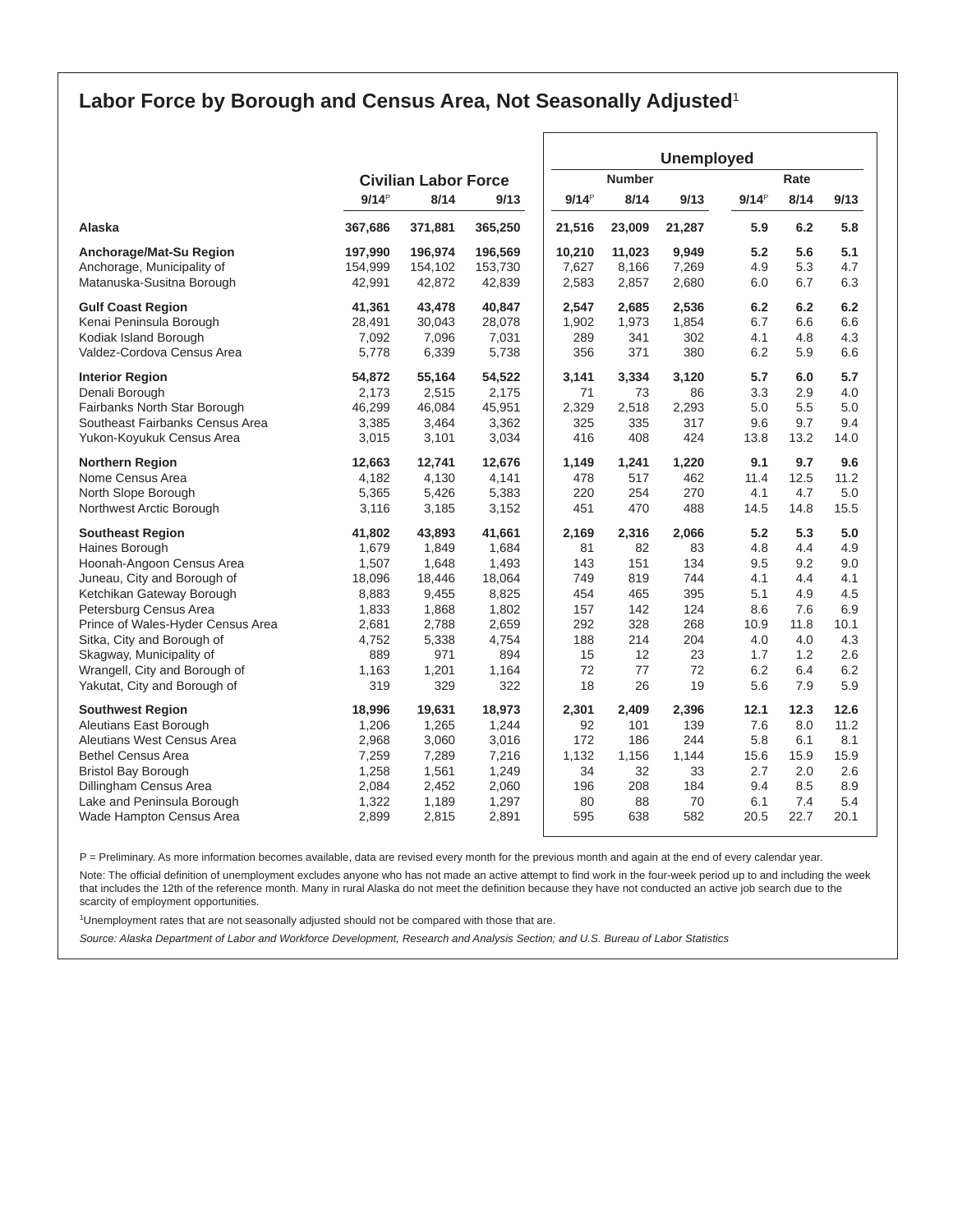## Labor Force by Borough and Census Area, Not Seasonally Adjusted[1]

| | Civilian Labor Force | | | Unemployed | | | | | |
|---|---|---|---|---|---|---|---|---|---|
| | | | | Number | | | Rate | | |
| | 9/14[P] | 8/14 | 9/13 | 9/14[P] | 8/14 | 9/13 | 9/14[P] | 8/14 | 9/13 |
| **Alaska** | **367,686** | **371,881** | **365,250** | **21,516** | **23,009** | **21,287** | **5.9** | **6.2** | **5.8** |
| **Anchorage/Mat-Su Region** | **197,990** | **196,974** | **196,569** | **10,210** | **11,023** | **9,949** | **5.2** | **5.6** | **5.1** |
| Anchorage, Municipality of | 154,999 | 154,102 | 153,730 | 7,627 | 8,166 | 7,269 | 4.9 | 5.3 | 4.7 |
| Matanuska-Susitna Borough | 42,991 | 42,872 | 42,839 | 2,583 | 2,857 | 2,680 | 6.0 | 6.7 | 6.3 |
| **Gulf Coast Region** | **41,361** | **43,478** | **40,847** | **2,547** | **2,685** | **2,536** | **6.2** | **6.2** | **6.2** |
| Kenai Peninsula Borough | 28,491 | 30,043 | 28,078 | 1,902 | 1,973 | 1,854 | 6.7 | 6.6 | 6.6 |
| Kodiak Island Borough | 7,092 | 7,096 | 7,031 | 289 | 341 | 302 | 4.1 | 4.8 | 4.3 |
| Valdez-Cordova Census Area | 5,778 | 6,339 | 5,738 | 356 | 371 | 380 | 6.2 | 5.9 | 6.6 |
| **Interior Region** | **54,872** | **55,164** | **54,522** | **3,141** | **3,334** | **3,120** | **5.7** | **6.0** | **5.7** |
| Denali Borough | 2,173 | 2,515 | 2,175 | 71 | 73 | 86 | 3.3 | 2.9 | 4.0 |
| Fairbanks North Star Borough | 46,299 | 46,084 | 45,951 | 2,329 | 2,518 | 2,293 | 5.0 | 5.5 | 5.0 |
| Southeast Fairbanks Census Area | 3,385 | 3,464 | 3,362 | 325 | 335 | 317 | 9.6 | 9.7 | 9.4 |
| Yukon-Koyukuk Census Area | 3,015 | 3,101 | 3,034 | 416 | 408 | 424 | 13.8 | 13.2 | 14.0 |
| **Northern Region** | **12,663** | **12,741** | **12,676** | **1,149** | **1,241** | **1,220** | **9.1** | **9.7** | **9.6** |
| Nome Census Area | 4,182 | 4,130 | 4,141 | 478 | 517 | 462 | 11.4 | 12.5 | 11.2 |
| North Slope Borough | 5,365 | 5,426 | 5,383 | 220 | 254 | 270 | 4.1 | 4.7 | 5.0 |
| Northwest Arctic Borough | 3,116 | 3,185 | 3,152 | 451 | 470 | 488 | 14.5 | 14.8 | 15.5 |
| **Southeast Region** | **41,802** | **43,893** | **41,661** | **2,169** | **2,316** | **2,066** | **5.2** | **5.3** | **5.0** |
| Haines Borough | 1,679 | 1,849 | 1,684 | 81 | 82 | 83 | 4.8 | 4.4 | 4.9 |
| Hoonah-Angoon Census Area | 1,507 | 1,648 | 1,493 | 143 | 151 | 134 | 9.5 | 9.2 | 9.0 |
| Juneau, City and Borough of | 18,096 | 18,446 | 18,064 | 749 | 819 | 744 | 4.1 | 4.4 | 4.1 |
| Ketchikan Gateway Borough | 8,883 | 9,455 | 8,825 | 454 | 465 | 395 | 5.1 | 4.9 | 4.5 |
| Petersburg Census Area | 1,833 | 1,868 | 1,802 | 157 | 142 | 124 | 8.6 | 7.6 | 6.9 |
| Prince of Wales-Hyder Census Area | 2,681 | 2,788 | 2,659 | 292 | 328 | 268 | 10.9 | 11.8 | 10.1 |
| Sitka, City and Borough of | 4,752 | 5,338 | 4,754 | 188 | 214 | 204 | 4.0 | 4.0 | 4.3 |
| Skagway, Municipality of | 889 | 971 | 894 | 15 | 12 | 23 | 1.7 | 1.2 | 2.6 |
| Wrangell, City and Borough of | 1,163 | 1,201 | 1,164 | 72 | 77 | 72 | 6.2 | 6.4 | 6.2 |
| Yakutat, City and Borough of | 319 | 329 | 322 | 18 | 26 | 19 | 5.6 | 7.9 | 5.9 |
| **Southwest Region** | **18,996** | **19,631** | **18,973** | **2,301** | **2,409** | **2,396** | **12.1** | **12.3** | **12.6** |
| Aleutians East Borough | 1,206 | 1,265 | 1,244 | 92 | 101 | 139 | 7.6 | 8.0 | 11.2 |
| Aleutians West Census Area | 2,968 | 3,060 | 3,016 | 172 | 186 | 244 | 5.8 | 6.1 | 8.1 |
| Bethel Census Area | 7,259 | 7,289 | 7,216 | 1,132 | 1,156 | 1,144 | 15.6 | 15.9 | 15.9 |
| Bristol Bay Borough | 1,258 | 1,561 | 1,249 | 34 | 32 | 33 | 2.7 | 2.0 | 2.6 |
| Dillingham Census Area | 2,084 | 2,452 | 2,060 | 196 | 208 | 184 | 9.4 | 8.5 | 8.9 |
| Lake and Peninsula Borough | 1,322 | 1,189 | 1,297 | 80 | 88 | 70 | 6.1 | 7.4 | 5.4 |
| Wade Hampton Census Area | 2,899 | 2,815 | 2,891 | 595 | 638 | 582 | 20.5 | 22.7 | 20.1 |

P = Preliminary. As more information becomes available, data are revised every month for the previous month and again at the end of every calendar year.

Note: The official definition of unemployment excludes anyone who has not made an active attempt to find work in the four-week period up to and including the week that includes the 12th of the reference month. Many in rural Alaska do not meet the definition because they have not conducted an active job search due to the scarcity of employment opportunities.

[1]Unemployment rates that are not seasonally adjusted should not be compared with those that are.

*Source: Alaska Department of Labor and Workforce Development, Research and Analysis Section; and U.S. Bureau of Labor Statistics*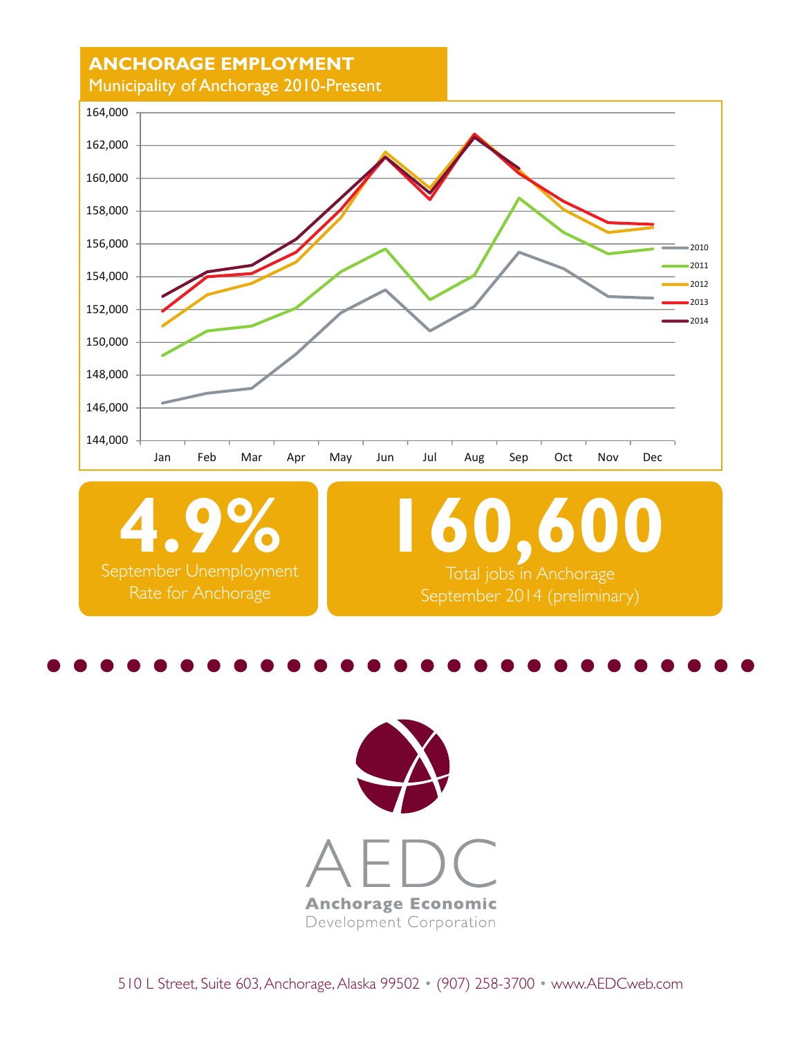## ANCHORAGE EMPLOYMENT

Municipality of Anchorage 2010-Present

164,000
162,000
160,000
158,000
156,000
154,000
152,000
150,000
148,000
146,000
144,000

Jan Feb Mar Apr May Jun Jul Aug Sep Oct Nov Dec

2010
2011
2012
2013
2014

**4.9%**

September Unemployment Rate for Anchorage

**160,600**

Total jobs in Anchorage September 2014 (preliminary)

AEDC

**Anchorage Economic**
Development Corporation

510 L Street, Suite 603, Anchorage, Alaska 99502 • (907) 258-3700 • www.AEDCweb.com